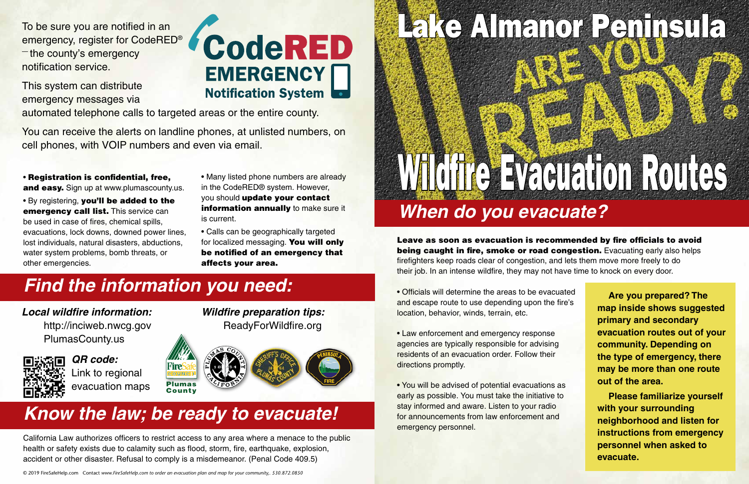# Lake Almanor Peninsula

ARE YOU READY?

# Wildfire Evacuation Routes

To be sure you are notified in an emergency, register for CodeRED® – the county's emergency notification service.

**CodeRED EMERGENCY Notification System**

This system can distribute emergency messages via automated telephone calls to targeted areas or the entire county.

You can receive the alerts on landline phones, at unlisted numbers, on cell phones, with VOIP numbers and even via email.

- **Registration is confidential, free, and easy.** Sign up at www.plumascounty.us.
- By registering, **you'll be added to the emergency call list.** This service can be used in case of fires, chemical spills, evacuations, lock downs, downed power lines, lost individuals, natural disasters, abductions, water system problems, bomb threats, or other emergencies.
- Many listed phone numbers are already in the CodeRED® system. However, you should **update your contact information annually** to make sure it is current.
- Calls can be geographically targeted for localized messaging. **You will only be notified of an emergency that affects your area.**

## *Find the information you need:*

***Local wildfire information:***
http://inciweb.nwcg.gov
PlumasCounty.us

***Wildfire preparation tips:***
ReadyForWildfire.org

***QR code:***
Link to regional evacuation maps

FireSafe Council Plumas County

## *Know the law; be ready to evacuate!*

California Law authorizes officers to restrict access to any area where a menace to the public health or safety exists due to calamity such as flood, storm, fire, earthquake, explosion, accident or other disaster. Refusal to comply is a misdemeanor. (Penal Code 409.5)

## *When do you evacuate?*

**Leave as soon as evacuation is recommended by fire officials to avoid being caught in fire, smoke or road congestion.** Evacuating early also helps firefighters keep roads clear of congestion, and lets them move more freely to do their job. In an intense wildfire, they may not have time to knock on every door.

- Officials will determine the areas to be evacuated and escape route to use depending upon the fire's location, behavior, winds, terrain, etc.
- Law enforcement and emergency response agencies are typically responsible for advising residents of an evacuation order. Follow their directions promptly.
- You will be advised of potential evacuations as early as possible. You must take the initiative to stay informed and aware. Listen to your radio for announcements from law enforcement and emergency personnel.

**Are you prepared? The map inside shows suggested primary and secondary evacuation routes out of your community. Depending on the type of emergency, there may be more than one route out of the area.**

**Please familiarize yourself with your surrounding neighborhood and listen for instructions from emergency personnel when asked to evacuate.**

© 2019 FireSafeHelp.com Contact *www.FireSafeHelp.com to order an evacuation plan and map for your community,. 530.872.0850*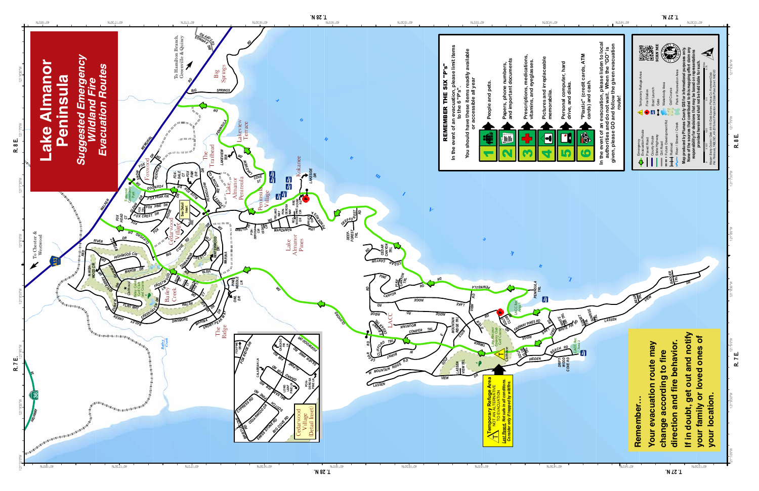# Lake Almanor Peninsula

## *Suggested Emergency Wildland Fire Evacuation Routes*

### REMEMBER THE SIX "P's"

In the event of an evacuation, please limit items to the 6 "P's".

You should have these items readily available or accessible all year

1. People and pets.
2. Papers, phone numbers, and important documents
3. Prescriptions, medications, vitamins, and eyeglasses.
4. Pictures and irreplaceable memorabilia.
5. Personal computer, hard drive, and disks.
6. "Plastic" (credit cards, ATM cards) and cash.

In the event of an evacuation, please listen to local authorities and do not wait. When the "GO" is given, please GO and follow the given evacuation route!

**Remember...**

**Your evacuation route may change according to fire direction and fire behavior.**

**If in doubt, get out and notify your family or loved ones of your location.**

**Temporary Refuge Area**
NOT AN ALTERNATIVE TO EVACUATION
*Last Resort. Not safe in all conditions. Consider only if trapped by wildfire.*

Legend:
- Emergency Evacuation Route
- Paved Road
- County Route
- State Highway
- Dirt Road
- Future Development Rd
- Railroad
- River / Stream / Creek
- Temporary Refuge Area
- Fire Station
- Boat Launch
- Gate
- Waterbody Area
- Golf Course
- Park or Recreation Area

SCAN ME

Map produced by Plumas County GIS for informational purposes only. None of the sources that contributed to this mapping effort claim any responsibility for decisions that may be based on representations provided herein and shall not be held liable for such.

To Hamilton Branch, Greenville & Quincy

To Chester & Westwood

Big Springs | Lakeview Terrace | The Trailhead | Foxwood | Lake Almanor Peninsula | Peninsula Village | Kokanee | Cedarwood Village | Lake Almanor Pines | Bailey Creek | The Ridge | LACC | Lake Almanor

Cedarwood Village (Detail Inset)

See Detail Inset

R. 8 E. | R. 7 E. | T. 28 N. | T. 27 N.